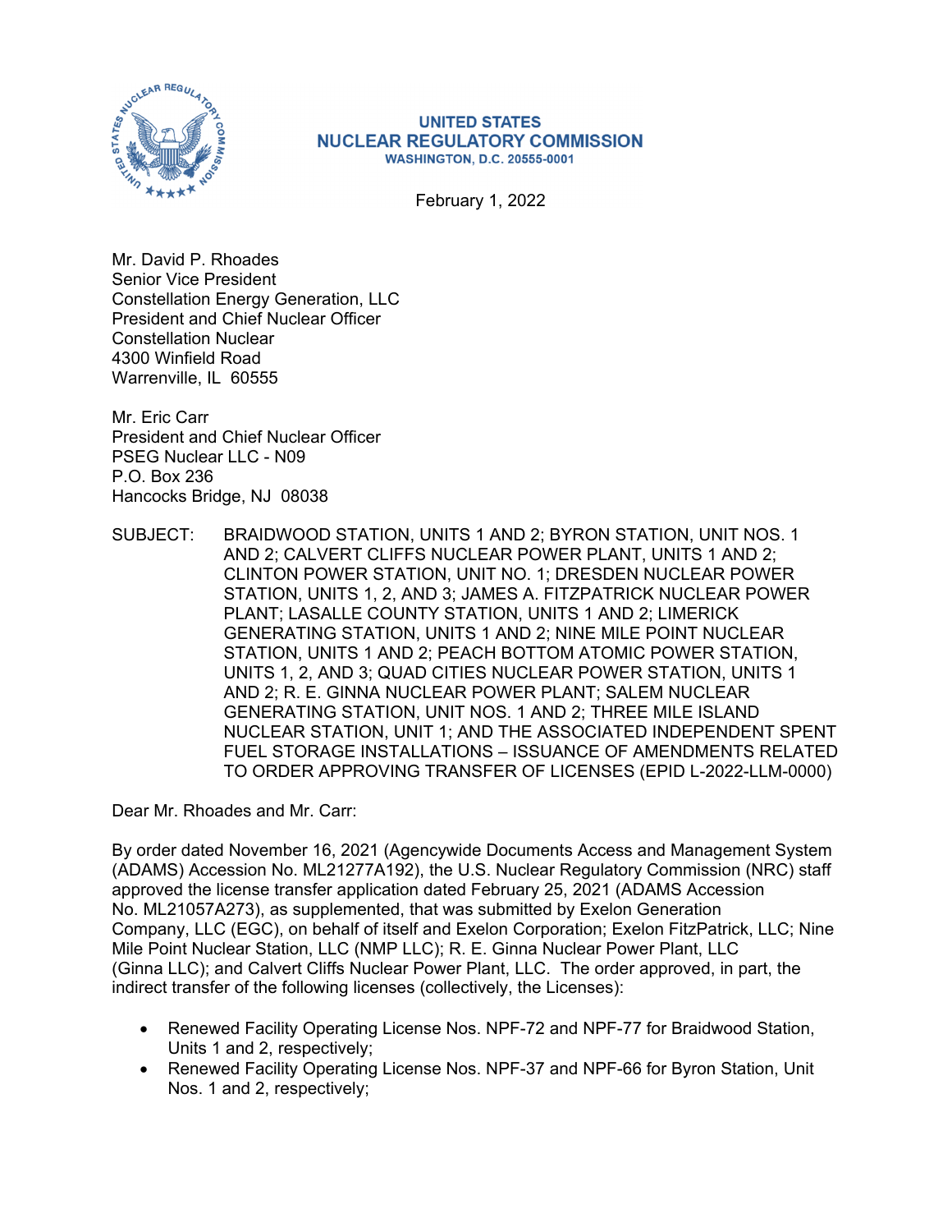**UNITED STATES**
**NUCLEAR REGULATORY COMMISSION**
**WASHINGTON, D.C. 20555-0001**

February 1, 2022

Mr. David P. Rhoades
Senior Vice President
Constellation Energy Generation, LLC
President and Chief Nuclear Officer
Constellation Nuclear
4300 Winfield Road
Warrenville, IL 60555

Mr. Eric Carr
President and Chief Nuclear Officer
PSEG Nuclear LLC - N09
P.O. Box 236
Hancocks Bridge, NJ 08038

SUBJECT: BRAIDWOOD STATION, UNITS 1 AND 2; BYRON STATION, UNIT NOS. 1 AND 2; CALVERT CLIFFS NUCLEAR POWER PLANT, UNITS 1 AND 2; CLINTON POWER STATION, UNIT NO. 1; DRESDEN NUCLEAR POWER STATION, UNITS 1, 2, AND 3; JAMES A. FITZPATRICK NUCLEAR POWER PLANT; LASALLE COUNTY STATION, UNITS 1 AND 2; LIMERICK GENERATING STATION, UNITS 1 AND 2; NINE MILE POINT NUCLEAR STATION, UNITS 1 AND 2; PEACH BOTTOM ATOMIC POWER STATION, UNITS 1, 2, AND 3; QUAD CITIES NUCLEAR POWER STATION, UNITS 1 AND 2; R. E. GINNA NUCLEAR POWER PLANT; SALEM NUCLEAR GENERATING STATION, UNIT NOS. 1 AND 2; THREE MILE ISLAND NUCLEAR STATION, UNIT 1; AND THE ASSOCIATED INDEPENDENT SPENT FUEL STORAGE INSTALLATIONS – ISSUANCE OF AMENDMENTS RELATED TO ORDER APPROVING TRANSFER OF LICENSES (EPID L-2022-LLM-0000)

Dear Mr. Rhoades and Mr. Carr:

By order dated November 16, 2021 (Agencywide Documents Access and Management System (ADAMS) Accession No. ML21277A192), the U.S. Nuclear Regulatory Commission (NRC) staff approved the license transfer application dated February 25, 2021 (ADAMS Accession No. ML21057A273), as supplemented, that was submitted by Exelon Generation Company, LLC (EGC), on behalf of itself and Exelon Corporation; Exelon FitzPatrick, LLC; Nine Mile Point Nuclear Station, LLC (NMP LLC); R. E. Ginna Nuclear Power Plant, LLC (Ginna LLC); and Calvert Cliffs Nuclear Power Plant, LLC. The order approved, in part, the indirect transfer of the following licenses (collectively, the Licenses):

- Renewed Facility Operating License Nos. NPF-72 and NPF-77 for Braidwood Station, Units 1 and 2, respectively;
- Renewed Facility Operating License Nos. NPF-37 and NPF-66 for Byron Station, Unit Nos. 1 and 2, respectively;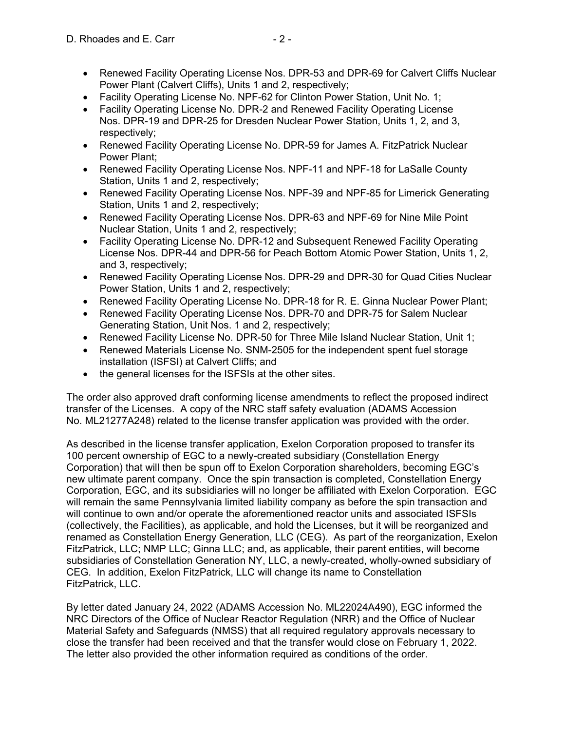- Renewed Facility Operating License Nos. DPR-53 and DPR-69 for Calvert Cliffs Nuclear Power Plant (Calvert Cliffs), Units 1 and 2, respectively;
- Facility Operating License No. NPF-62 for Clinton Power Station, Unit No. 1;
- Facility Operating License No. DPR-2 and Renewed Facility Operating License Nos. DPR-19 and DPR-25 for Dresden Nuclear Power Station, Units 1, 2, and 3, respectively;
- Renewed Facility Operating License No. DPR-59 for James A. FitzPatrick Nuclear Power Plant;
- Renewed Facility Operating License Nos. NPF-11 and NPF-18 for LaSalle County Station, Units 1 and 2, respectively;
- Renewed Facility Operating License Nos. NPF-39 and NPF-85 for Limerick Generating Station, Units 1 and 2, respectively;
- Renewed Facility Operating License Nos. DPR-63 and NPF-69 for Nine Mile Point Nuclear Station, Units 1 and 2, respectively;
- Facility Operating License No. DPR-12 and Subsequent Renewed Facility Operating License Nos. DPR-44 and DPR-56 for Peach Bottom Atomic Power Station, Units 1, 2, and 3, respectively;
- Renewed Facility Operating License Nos. DPR-29 and DPR-30 for Quad Cities Nuclear Power Station, Units 1 and 2, respectively;
- Renewed Facility Operating License No. DPR-18 for R. E. Ginna Nuclear Power Plant;
- Renewed Facility Operating License Nos. DPR-70 and DPR-75 for Salem Nuclear Generating Station, Unit Nos. 1 and 2, respectively;
- Renewed Facility License No. DPR-50 for Three Mile Island Nuclear Station, Unit 1;
- Renewed Materials License No. SNM-2505 for the independent spent fuel storage installation (ISFSI) at Calvert Cliffs; and
- the general licenses for the ISFSIs at the other sites.

The order also approved draft conforming license amendments to reflect the proposed indirect transfer of the Licenses. A copy of the NRC staff safety evaluation (ADAMS Accession No. ML21277A248) related to the license transfer application was provided with the order.

As described in the license transfer application, Exelon Corporation proposed to transfer its 100 percent ownership of EGC to a newly-created subsidiary (Constellation Energy Corporation) that will then be spun off to Exelon Corporation shareholders, becoming EGC's new ultimate parent company. Once the spin transaction is completed, Constellation Energy Corporation, EGC, and its subsidiaries will no longer be affiliated with Exelon Corporation. EGC will remain the same Pennsylvania limited liability company as before the spin transaction and will continue to own and/or operate the aforementioned reactor units and associated ISFSIs (collectively, the Facilities), as applicable, and hold the Licenses, but it will be reorganized and renamed as Constellation Energy Generation, LLC (CEG). As part of the reorganization, Exelon FitzPatrick, LLC; NMP LLC; Ginna LLC; and, as applicable, their parent entities, will become subsidiaries of Constellation Generation NY, LLC, a newly-created, wholly-owned subsidiary of CEG. In addition, Exelon FitzPatrick, LLC will change its name to Constellation FitzPatrick, LLC.

By letter dated January 24, 2022 (ADAMS Accession No. ML22024A490), EGC informed the NRC Directors of the Office of Nuclear Reactor Regulation (NRR) and the Office of Nuclear Material Safety and Safeguards (NMSS) that all required regulatory approvals necessary to close the transfer had been received and that the transfer would close on February 1, 2022. The letter also provided the other information required as conditions of the order.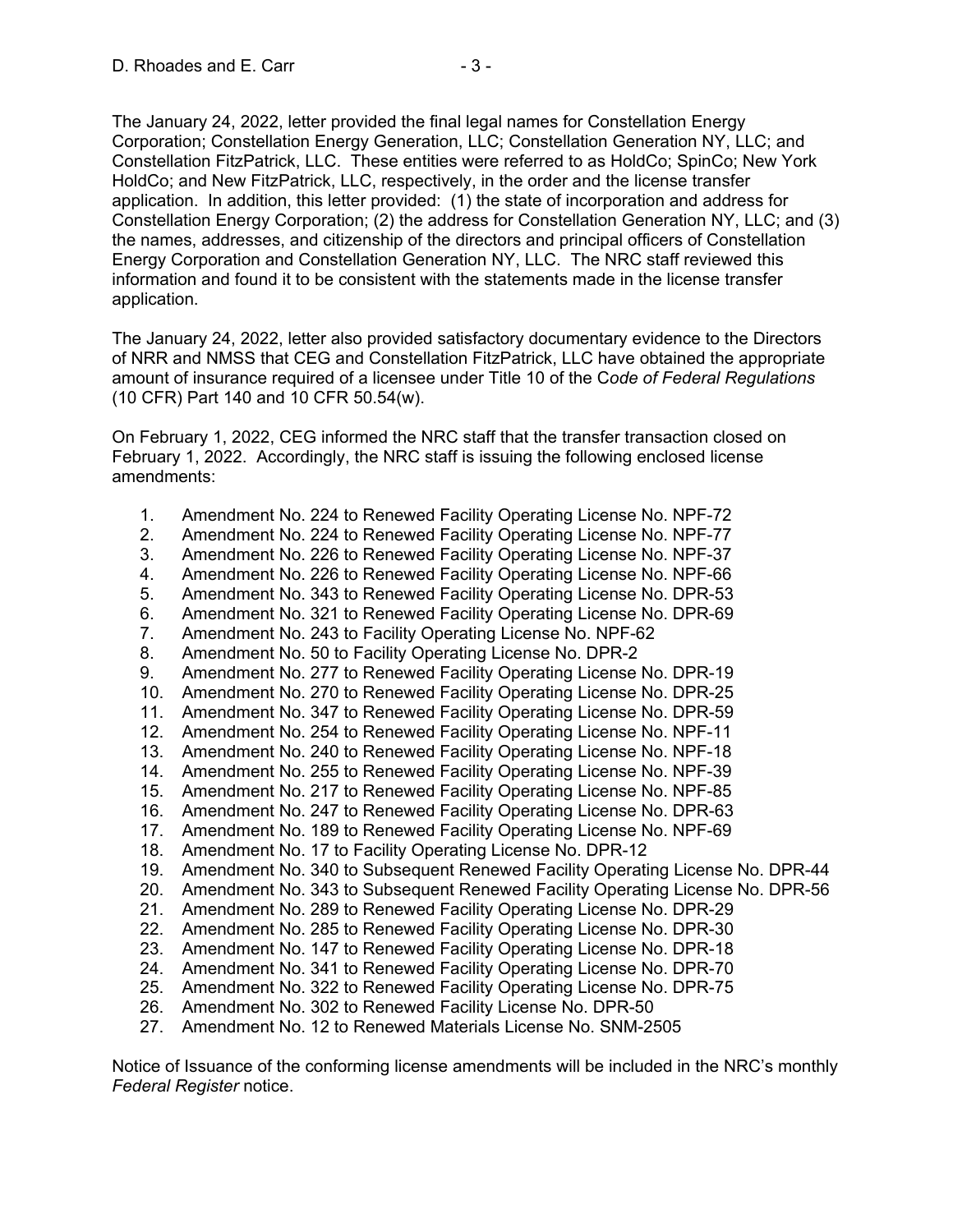The January 24, 2022, letter provided the final legal names for Constellation Energy Corporation; Constellation Energy Generation, LLC; Constellation Generation NY, LLC; and Constellation FitzPatrick, LLC. These entities were referred to as HoldCo; SpinCo; New York HoldCo; and New FitzPatrick, LLC, respectively, in the order and the license transfer application. In addition, this letter provided: (1) the state of incorporation and address for Constellation Energy Corporation; (2) the address for Constellation Generation NY, LLC; and (3) the names, addresses, and citizenship of the directors and principal officers of Constellation Energy Corporation and Constellation Generation NY, LLC. The NRC staff reviewed this information and found it to be consistent with the statements made in the license transfer application.

The January 24, 2022, letter also provided satisfactory documentary evidence to the Directors of NRR and NMSS that CEG and Constellation FitzPatrick, LLC have obtained the appropriate amount of insurance required of a licensee under Title 10 of the C*ode of Federal Regulations* (10 CFR) Part 140 and 10 CFR 50.54(w).

On February 1, 2022, CEG informed the NRC staff that the transfer transaction closed on February 1, 2022. Accordingly, the NRC staff is issuing the following enclosed license amendments:

1. Amendment No. 224 to Renewed Facility Operating License No. NPF-72
2. Amendment No. 224 to Renewed Facility Operating License No. NPF-77
3. Amendment No. 226 to Renewed Facility Operating License No. NPF-37
4. Amendment No. 226 to Renewed Facility Operating License No. NPF-66
5. Amendment No. 343 to Renewed Facility Operating License No. DPR-53
6. Amendment No. 321 to Renewed Facility Operating License No. DPR-69
7. Amendment No. 243 to Facility Operating License No. NPF-62
8. Amendment No. 50 to Facility Operating License No. DPR-2
9. Amendment No. 277 to Renewed Facility Operating License No. DPR-19
10. Amendment No. 270 to Renewed Facility Operating License No. DPR-25
11. Amendment No. 347 to Renewed Facility Operating License No. DPR-59
12. Amendment No. 254 to Renewed Facility Operating License No. NPF-11
13. Amendment No. 240 to Renewed Facility Operating License No. NPF-18
14. Amendment No. 255 to Renewed Facility Operating License No. NPF-39
15. Amendment No. 217 to Renewed Facility Operating License No. NPF-85
16. Amendment No. 247 to Renewed Facility Operating License No. DPR-63
17. Amendment No. 189 to Renewed Facility Operating License No. NPF-69
18. Amendment No. 17 to Facility Operating License No. DPR-12
19. Amendment No. 340 to Subsequent Renewed Facility Operating License No. DPR-44
20. Amendment No. 343 to Subsequent Renewed Facility Operating License No. DPR-56
21. Amendment No. 289 to Renewed Facility Operating License No. DPR-29
22. Amendment No. 285 to Renewed Facility Operating License No. DPR-30
23. Amendment No. 147 to Renewed Facility Operating License No. DPR-18
24. Amendment No. 341 to Renewed Facility Operating License No. DPR-70
25. Amendment No. 322 to Renewed Facility Operating License No. DPR-75
26. Amendment No. 302 to Renewed Facility License No. DPR-50
27. Amendment No. 12 to Renewed Materials License No. SNM-2505

Notice of Issuance of the conforming license amendments will be included in the NRC's monthly *Federal Register* notice.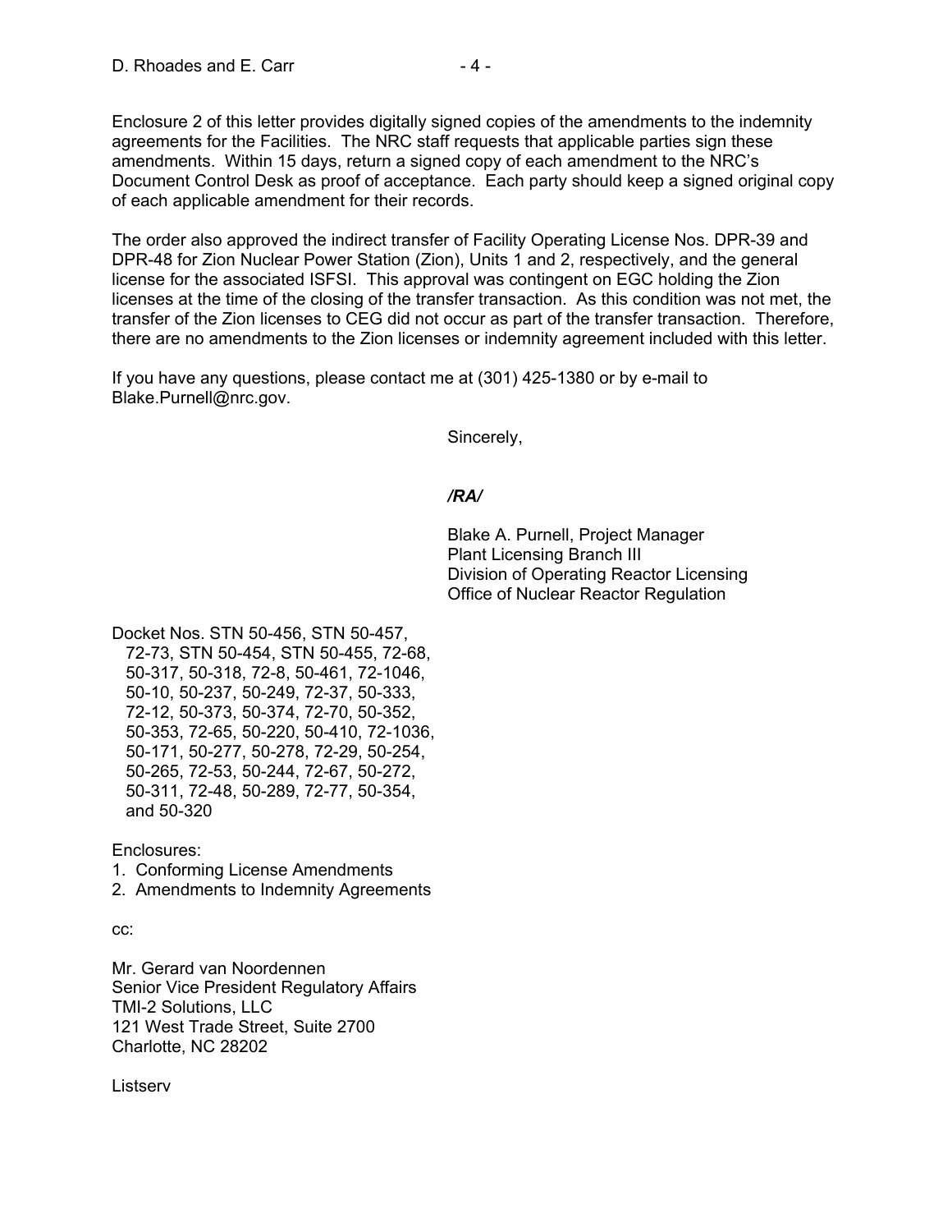Enclosure 2 of this letter provides digitally signed copies of the amendments to the indemnity agreements for the Facilities. The NRC staff requests that applicable parties sign these amendments. Within 15 days, return a signed copy of each amendment to the NRC's Document Control Desk as proof of acceptance. Each party should keep a signed original copy of each applicable amendment for their records.

The order also approved the indirect transfer of Facility Operating License Nos. DPR-39 and DPR-48 for Zion Nuclear Power Station (Zion), Units 1 and 2, respectively, and the general license for the associated ISFSI. This approval was contingent on EGC holding the Zion licenses at the time of the closing of the transfer transaction. As this condition was not met, the transfer of the Zion licenses to CEG did not occur as part of the transfer transaction. Therefore, there are no amendments to the Zion licenses or indemnity agreement included with this letter.

If you have any questions, please contact me at (301) 425-1380 or by e-mail to Blake.Purnell@nrc.gov.

Sincerely,

*/RA/*

Blake A. Purnell, Project Manager
Plant Licensing Branch III
Division of Operating Reactor Licensing
Office of Nuclear Reactor Regulation

Docket Nos. STN 50-456, STN 50-457, 72-73, STN 50-454, STN 50-455, 72-68, 50-317, 50-318, 72-8, 50-461, 72-1046, 50-10, 50-237, 50-249, 72-37, 50-333, 72-12, 50-373, 50-374, 72-70, 50-352, 50-353, 72-65, 50-220, 50-410, 72-1036, 50-171, 50-277, 50-278, 72-29, 50-254, 50-265, 72-53, 50-244, 72-67, 50-272, 50-311, 72-48, 50-289, 72-77, 50-354, and 50-320

Enclosures:
1. Conforming License Amendments
2. Amendments to Indemnity Agreements

cc:

Mr. Gerard van Noordennen
Senior Vice President Regulatory Affairs
TMI-2 Solutions, LLC
121 West Trade Street, Suite 2700
Charlotte, NC 28202

Listserv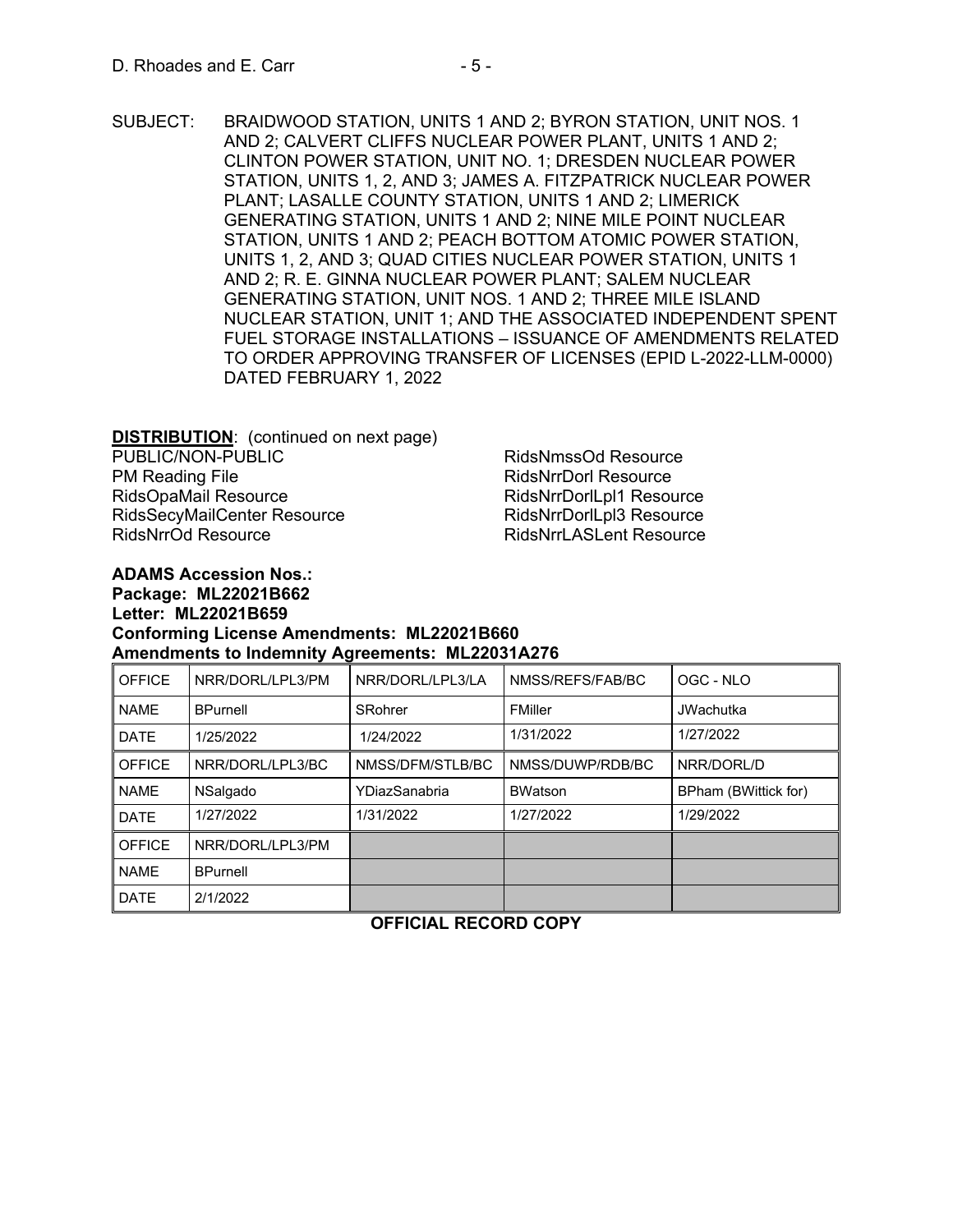SUBJECT: BRAIDWOOD STATION, UNITS 1 AND 2; BYRON STATION, UNIT NOS. 1 AND 2; CALVERT CLIFFS NUCLEAR POWER PLANT, UNITS 1 AND 2; CLINTON POWER STATION, UNIT NO. 1; DRESDEN NUCLEAR POWER STATION, UNITS 1, 2, AND 3; JAMES A. FITZPATRICK NUCLEAR POWER PLANT; LASALLE COUNTY STATION, UNITS 1 AND 2; LIMERICK GENERATING STATION, UNITS 1 AND 2; NINE MILE POINT NUCLEAR STATION, UNITS 1 AND 2; PEACH BOTTOM ATOMIC POWER STATION, UNITS 1, 2, AND 3; QUAD CITIES NUCLEAR POWER STATION, UNITS 1 AND 2; R. E. GINNA NUCLEAR POWER PLANT; SALEM NUCLEAR GENERATING STATION, UNIT NOS. 1 AND 2; THREE MILE ISLAND NUCLEAR STATION, UNIT 1; AND THE ASSOCIATED INDEPENDENT SPENT FUEL STORAGE INSTALLATIONS – ISSUANCE OF AMENDMENTS RELATED TO ORDER APPROVING TRANSFER OF LICENSES (EPID L-2022-LLM-0000) DATED FEBRUARY 1, 2022

**DISTRIBUTION**: (continued on next page)

PUBLIC/NON-PUBLIC
PM Reading File
RidsOpaMail Resource
RidsSecyMailCenter Resource
RidsNrrOd Resource
RidsNmssOd Resource
RidsNrrDorl Resource
RidsNrrDorlLpl1 Resource
RidsNrrDorlLpl3 Resource
RidsNrrLASLent Resource

**ADAMS Accession Nos.:**
**Package: ML22021B662**
**Letter: ML22021B659**
**Conforming License Amendments: ML22021B660**
**Amendments to Indemnity Agreements: ML22031A276**

| OFFICE | NRR/DORL/LPL3/PM | NRR/DORL/LPL3/LA | NMSS/REFS/FAB/BC | OGC - NLO |
|---|---|---|---|---|
| NAME | BPurnell | SRohrer | FMiller | JWachutka |
| DATE | 1/25/2022 | 1/24/2022 | 1/31/2022 | 1/27/2022 |
| OFFICE | NRR/DORL/LPL3/BC | NMSS/DFM/STLB/BC | NMSS/DUWP/RDB/BC | NRR/DORL/D |
| NAME | NSalgado | YDiazSanabria | BWatson | BPham (BWittick for) |
| DATE | 1/27/2022 | 1/31/2022 | 1/27/2022 | 1/29/2022 |
| OFFICE | NRR/DORL/LPL3/PM | | | |
| NAME | BPurnell | | | |
| DATE | 2/1/2022 | | | |

**OFFICIAL RECORD COPY**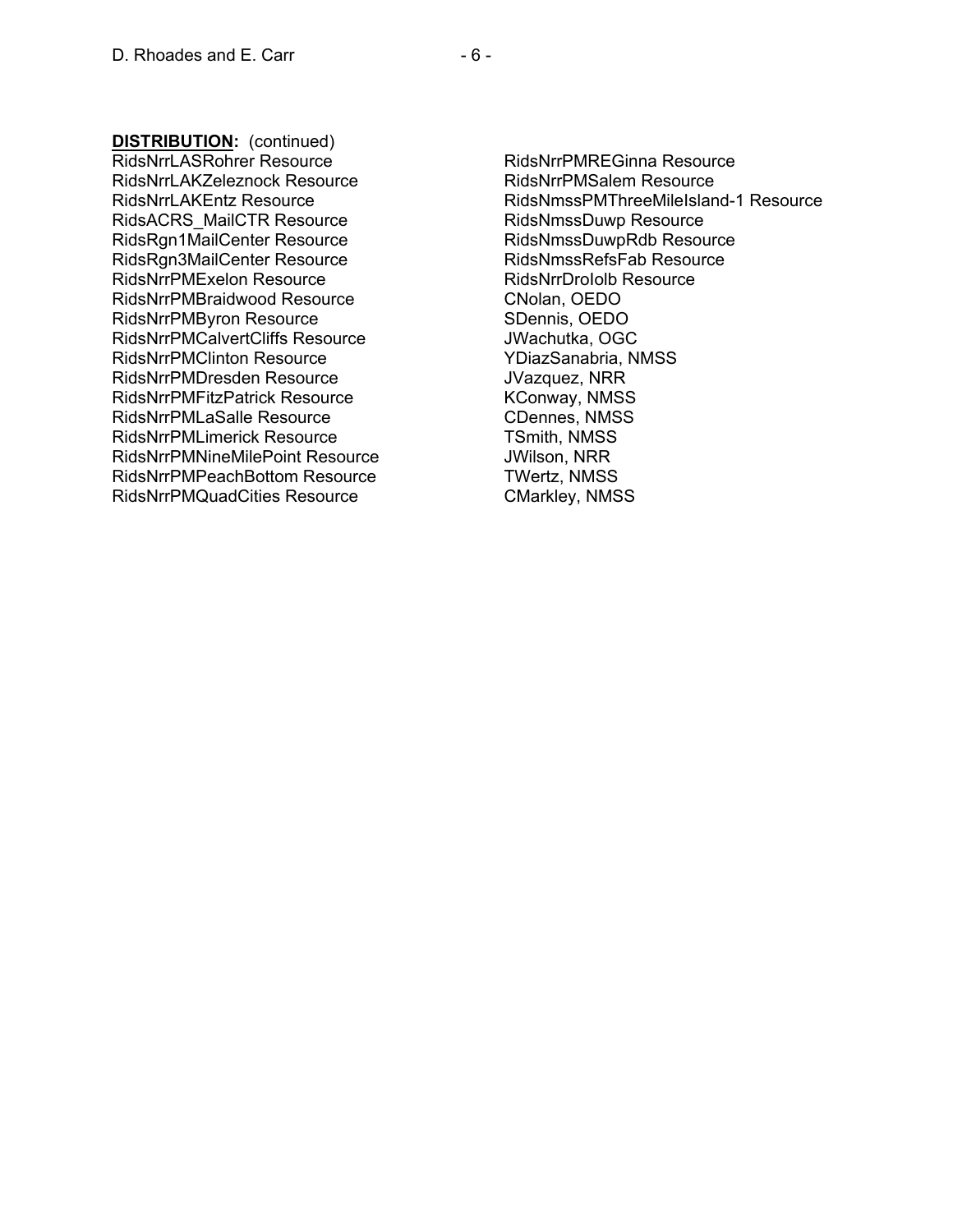**DISTRIBUTION:** (continued)

RidsNrrLASRohrer Resource
RidsNrrLAKZeleznock Resource
RidsNrrLAKEntz Resource
RidsACRS_MailCTR Resource
RidsRgn1MailCenter Resource
RidsRgn3MailCenter Resource
RidsNrrPMExelon Resource
RidsNrrPMBraidwood Resource
RidsNrrPMByron Resource
RidsNrrPMCalvertCliffs Resource
RidsNrrPMClinton Resource
RidsNrrPMDresden Resource
RidsNrrPMFitzPatrick Resource
RidsNrrPMLaSalle Resource
RidsNrrPMLimerick Resource
RidsNrrPMNineMilePoint Resource
RidsNrrPMPeachBottom Resource
RidsNrrPMQuadCities Resource
RidsNrrPMREGinna Resource
RidsNrrPMSalem Resource
RidsNmssPMThreeMileIsland-1 Resource
RidsNmssDuwp Resource
RidsNmssDuwpRdb Resource
RidsNmssRefsFab Resource
RidsNrrDroIolb Resource
CNolan, OEDO
SDennis, OEDO
JWachutka, OGC
YDiazSanabria, NMSS
JVazquez, NRR
KConway, NMSS
CDennes, NMSS
TSmith, NMSS
JWilson, NRR
TWertz, NMSS
CMarkley, NMSS